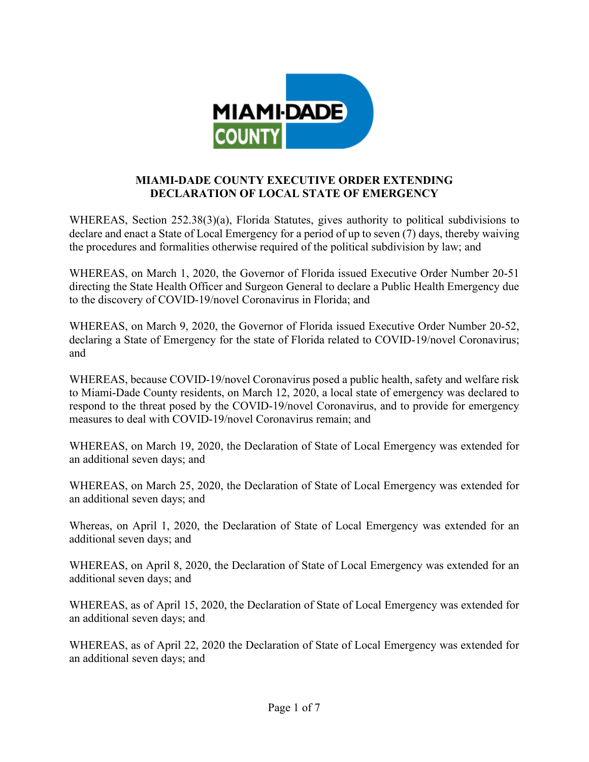# MIAMI-DADE COUNTY EXECUTIVE ORDER EXTENDING DECLARATION OF LOCAL STATE OF EMERGENCY

WHEREAS, Section 252.38(3)(a), Florida Statutes, gives authority to political subdivisions to declare and enact a State of Local Emergency for a period of up to seven (7) days, thereby waiving the procedures and formalities otherwise required of the political subdivision by law; and

WHEREAS, on March 1, 2020, the Governor of Florida issued Executive Order Number 20-51 directing the State Health Officer and Surgeon General to declare a Public Health Emergency due to the discovery of COVID-19/novel Coronavirus in Florida; and

WHEREAS, on March 9, 2020, the Governor of Florida issued Executive Order Number 20-52, declaring a State of Emergency for the state of Florida related to COVID-19/novel Coronavirus; and

WHEREAS, because COVID-19/novel Coronavirus posed a public health, safety and welfare risk to Miami-Dade County residents, on March 12, 2020, a local state of emergency was declared to respond to the threat posed by the COVID-19/novel Coronavirus, and to provide for emergency measures to deal with COVID-19/novel Coronavirus remain; and

WHEREAS, on March 19, 2020, the Declaration of State of Local Emergency was extended for an additional seven days; and

WHEREAS, on March 25, 2020, the Declaration of State of Local Emergency was extended for an additional seven days; and

Whereas, on April 1, 2020, the Declaration of State of Local Emergency was extended for an additional seven days; and

WHEREAS, on April 8, 2020, the Declaration of State of Local Emergency was extended for an additional seven days; and

WHEREAS, as of April 15, 2020, the Declaration of State of Local Emergency was extended for an additional seven days; and

WHEREAS, as of April 22, 2020 the Declaration of State of Local Emergency was extended for an additional seven days; and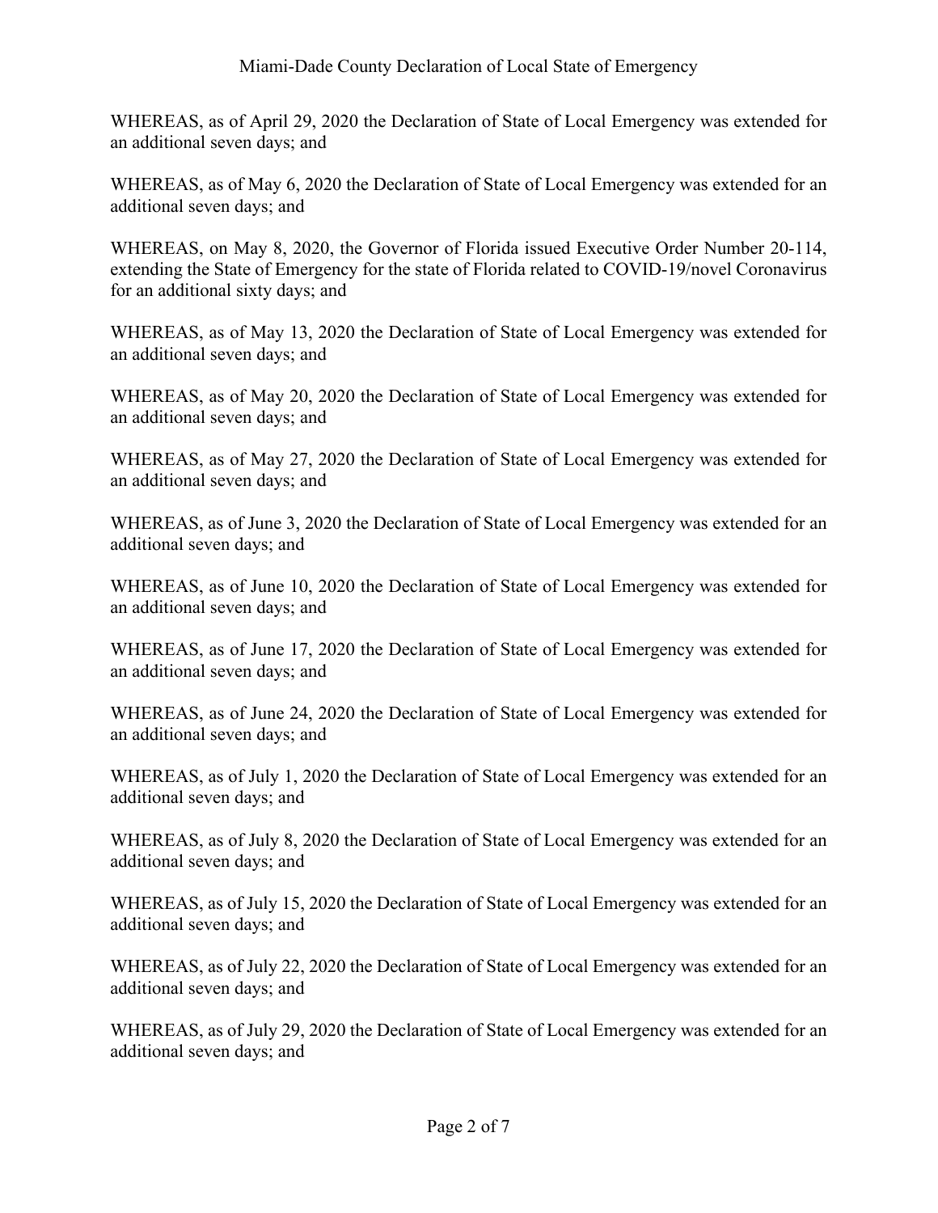WHEREAS, as of April 29, 2020 the Declaration of State of Local Emergency was extended for an additional seven days; and

WHEREAS, as of May 6, 2020 the Declaration of State of Local Emergency was extended for an additional seven days; and

WHEREAS, on May 8, 2020, the Governor of Florida issued Executive Order Number 20-114, extending the State of Emergency for the state of Florida related to COVID-19/novel Coronavirus for an additional sixty days; and

WHEREAS, as of May 13, 2020 the Declaration of State of Local Emergency was extended for an additional seven days; and

WHEREAS, as of May 20, 2020 the Declaration of State of Local Emergency was extended for an additional seven days; and

WHEREAS, as of May 27, 2020 the Declaration of State of Local Emergency was extended for an additional seven days; and

WHEREAS, as of June 3, 2020 the Declaration of State of Local Emergency was extended for an additional seven days; and

WHEREAS, as of June 10, 2020 the Declaration of State of Local Emergency was extended for an additional seven days; and

WHEREAS, as of June 17, 2020 the Declaration of State of Local Emergency was extended for an additional seven days; and

WHEREAS, as of June 24, 2020 the Declaration of State of Local Emergency was extended for an additional seven days; and

WHEREAS, as of July 1, 2020 the Declaration of State of Local Emergency was extended for an additional seven days; and

WHEREAS, as of July 8, 2020 the Declaration of State of Local Emergency was extended for an additional seven days; and

WHEREAS, as of July 15, 2020 the Declaration of State of Local Emergency was extended for an additional seven days; and

WHEREAS, as of July 22, 2020 the Declaration of State of Local Emergency was extended for an additional seven days; and

WHEREAS, as of July 29, 2020 the Declaration of State of Local Emergency was extended for an additional seven days; and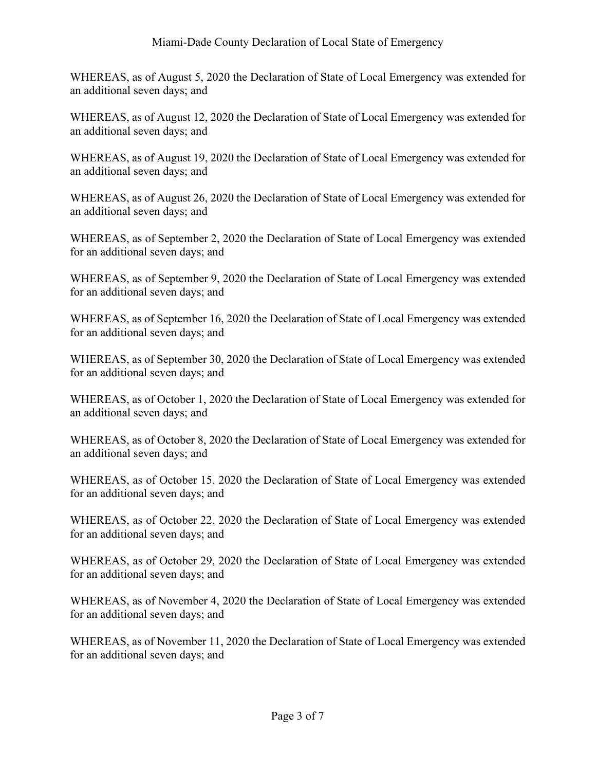WHEREAS, as of August 5, 2020 the Declaration of State of Local Emergency was extended for an additional seven days; and

WHEREAS, as of August 12, 2020 the Declaration of State of Local Emergency was extended for an additional seven days; and

WHEREAS, as of August 19, 2020 the Declaration of State of Local Emergency was extended for an additional seven days; and

WHEREAS, as of August 26, 2020 the Declaration of State of Local Emergency was extended for an additional seven days; and

WHEREAS, as of September 2, 2020 the Declaration of State of Local Emergency was extended for an additional seven days; and

WHEREAS, as of September 9, 2020 the Declaration of State of Local Emergency was extended for an additional seven days; and

WHEREAS, as of September 16, 2020 the Declaration of State of Local Emergency was extended for an additional seven days; and

WHEREAS, as of September 30, 2020 the Declaration of State of Local Emergency was extended for an additional seven days; and

WHEREAS, as of October 1, 2020 the Declaration of State of Local Emergency was extended for an additional seven days; and

WHEREAS, as of October 8, 2020 the Declaration of State of Local Emergency was extended for an additional seven days; and

WHEREAS, as of October 15, 2020 the Declaration of State of Local Emergency was extended for an additional seven days; and

WHEREAS, as of October 22, 2020 the Declaration of State of Local Emergency was extended for an additional seven days; and

WHEREAS, as of October 29, 2020 the Declaration of State of Local Emergency was extended for an additional seven days; and

WHEREAS, as of November 4, 2020 the Declaration of State of Local Emergency was extended for an additional seven days; and

WHEREAS, as of November 11, 2020 the Declaration of State of Local Emergency was extended for an additional seven days; and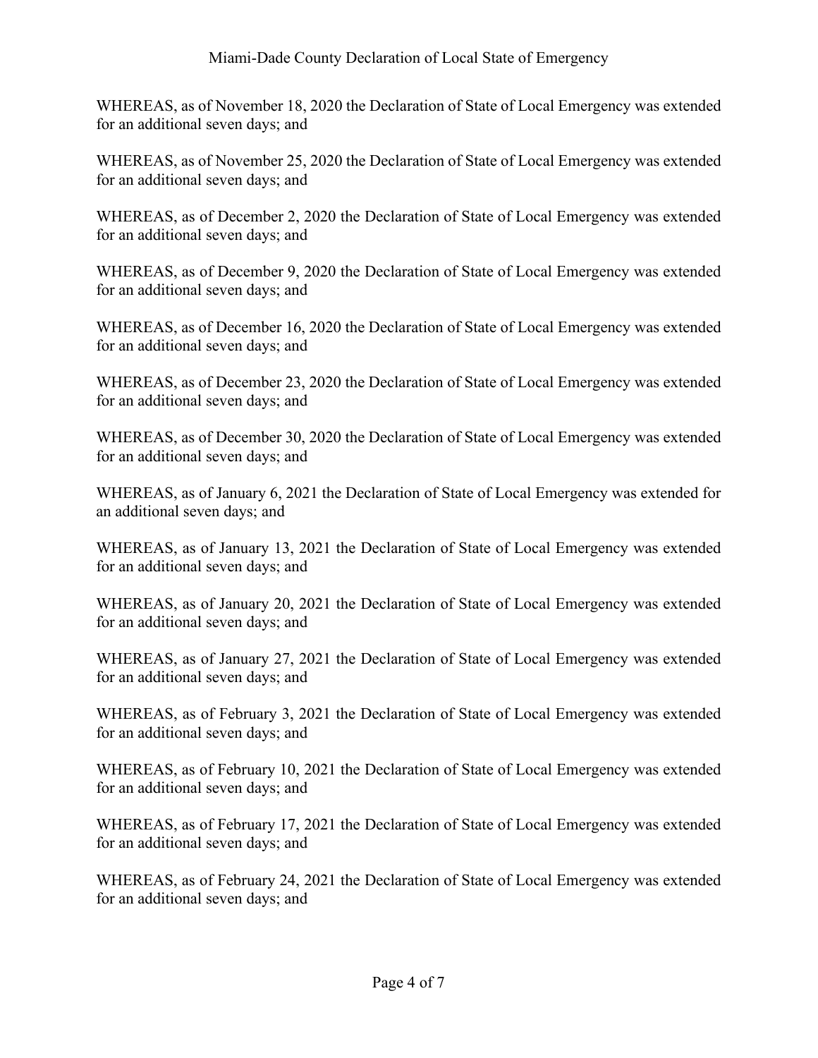WHEREAS, as of November 18, 2020 the Declaration of State of Local Emergency was extended for an additional seven days; and

WHEREAS, as of November 25, 2020 the Declaration of State of Local Emergency was extended for an additional seven days; and

WHEREAS, as of December 2, 2020 the Declaration of State of Local Emergency was extended for an additional seven days; and

WHEREAS, as of December 9, 2020 the Declaration of State of Local Emergency was extended for an additional seven days; and

WHEREAS, as of December 16, 2020 the Declaration of State of Local Emergency was extended for an additional seven days; and

WHEREAS, as of December 23, 2020 the Declaration of State of Local Emergency was extended for an additional seven days; and

WHEREAS, as of December 30, 2020 the Declaration of State of Local Emergency was extended for an additional seven days; and

WHEREAS, as of January 6, 2021 the Declaration of State of Local Emergency was extended for an additional seven days; and

WHEREAS, as of January 13, 2021 the Declaration of State of Local Emergency was extended for an additional seven days; and

WHEREAS, as of January 20, 2021 the Declaration of State of Local Emergency was extended for an additional seven days; and

WHEREAS, as of January 27, 2021 the Declaration of State of Local Emergency was extended for an additional seven days; and

WHEREAS, as of February 3, 2021 the Declaration of State of Local Emergency was extended for an additional seven days; and

WHEREAS, as of February 10, 2021 the Declaration of State of Local Emergency was extended for an additional seven days; and

WHEREAS, as of February 17, 2021 the Declaration of State of Local Emergency was extended for an additional seven days; and

WHEREAS, as of February 24, 2021 the Declaration of State of Local Emergency was extended for an additional seven days; and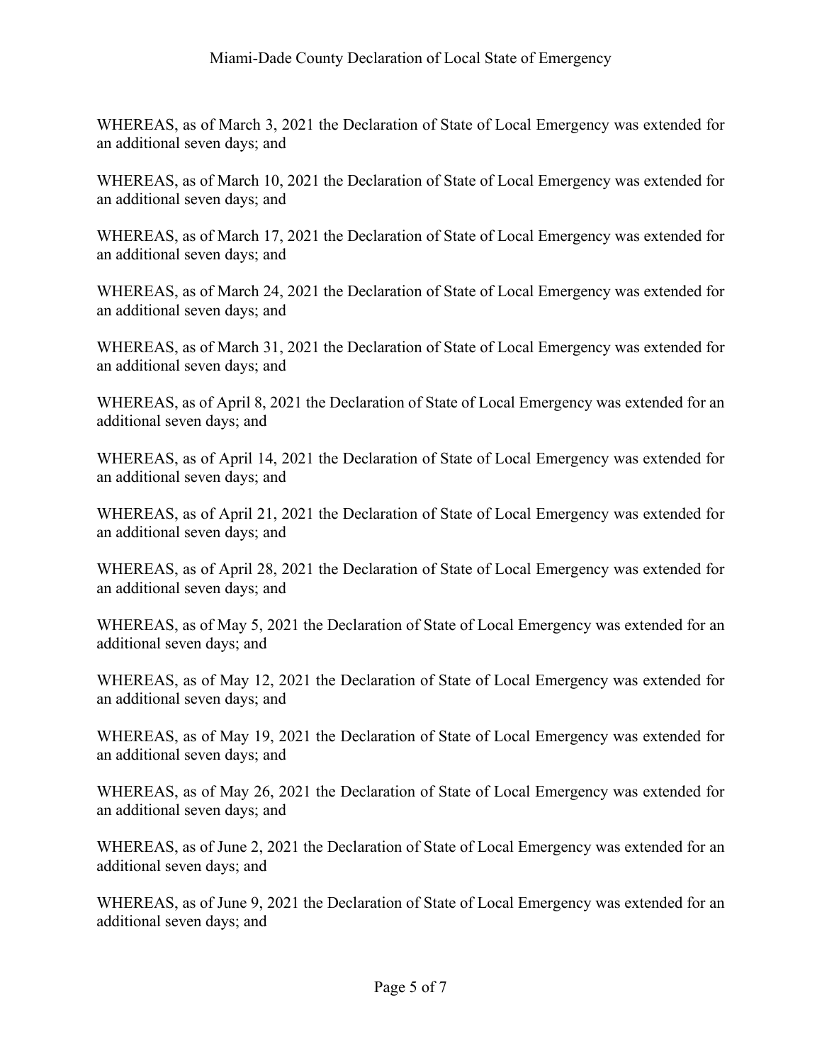WHEREAS, as of March 3, 2021 the Declaration of State of Local Emergency was extended for an additional seven days; and

WHEREAS, as of March 10, 2021 the Declaration of State of Local Emergency was extended for an additional seven days; and

WHEREAS, as of March 17, 2021 the Declaration of State of Local Emergency was extended for an additional seven days; and

WHEREAS, as of March 24, 2021 the Declaration of State of Local Emergency was extended for an additional seven days; and

WHEREAS, as of March 31, 2021 the Declaration of State of Local Emergency was extended for an additional seven days; and

WHEREAS, as of April 8, 2021 the Declaration of State of Local Emergency was extended for an additional seven days; and

WHEREAS, as of April 14, 2021 the Declaration of State of Local Emergency was extended for an additional seven days; and

WHEREAS, as of April 21, 2021 the Declaration of State of Local Emergency was extended for an additional seven days; and

WHEREAS, as of April 28, 2021 the Declaration of State of Local Emergency was extended for an additional seven days; and

WHEREAS, as of May 5, 2021 the Declaration of State of Local Emergency was extended for an additional seven days; and

WHEREAS, as of May 12, 2021 the Declaration of State of Local Emergency was extended for an additional seven days; and

WHEREAS, as of May 19, 2021 the Declaration of State of Local Emergency was extended for an additional seven days; and

WHEREAS, as of May 26, 2021 the Declaration of State of Local Emergency was extended for an additional seven days; and

WHEREAS, as of June 2, 2021 the Declaration of State of Local Emergency was extended for an additional seven days; and

WHEREAS, as of June 9, 2021 the Declaration of State of Local Emergency was extended for an additional seven days; and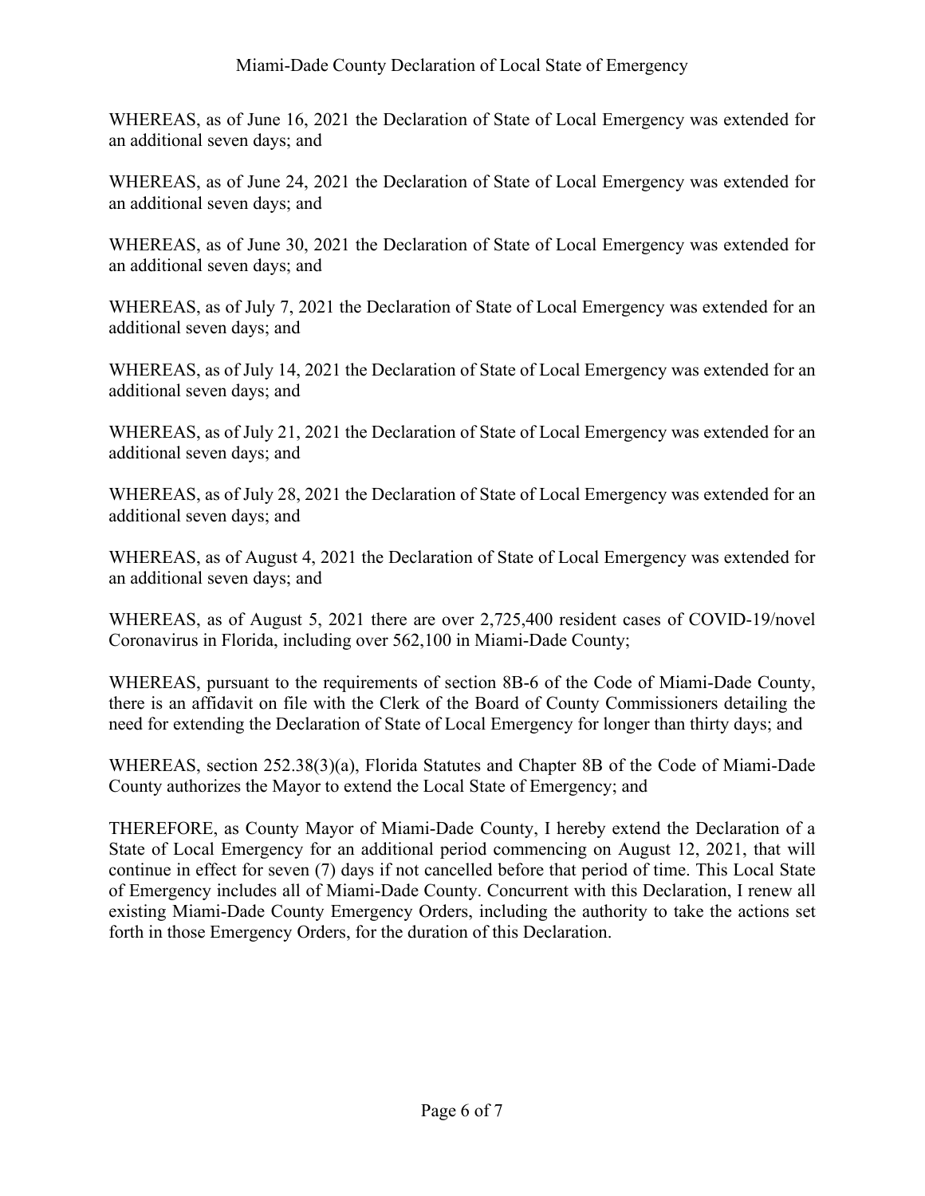WHEREAS, as of June 16, 2021 the Declaration of State of Local Emergency was extended for an additional seven days; and

WHEREAS, as of June 24, 2021 the Declaration of State of Local Emergency was extended for an additional seven days; and

WHEREAS, as of June 30, 2021 the Declaration of State of Local Emergency was extended for an additional seven days; and

WHEREAS, as of July 7, 2021 the Declaration of State of Local Emergency was extended for an additional seven days; and

WHEREAS, as of July 14, 2021 the Declaration of State of Local Emergency was extended for an additional seven days; and

WHEREAS, as of July 21, 2021 the Declaration of State of Local Emergency was extended for an additional seven days; and

WHEREAS, as of July 28, 2021 the Declaration of State of Local Emergency was extended for an additional seven days; and

WHEREAS, as of August 4, 2021 the Declaration of State of Local Emergency was extended for an additional seven days; and

WHEREAS, as of August 5, 2021 there are over 2,725,400 resident cases of COVID-19/novel Coronavirus in Florida, including over 562,100 in Miami-Dade County;

WHEREAS, pursuant to the requirements of section 8B-6 of the Code of Miami-Dade County, there is an affidavit on file with the Clerk of the Board of County Commissioners detailing the need for extending the Declaration of State of Local Emergency for longer than thirty days; and

WHEREAS, section 252.38(3)(a), Florida Statutes and Chapter 8B of the Code of Miami-Dade County authorizes the Mayor to extend the Local State of Emergency; and

THEREFORE, as County Mayor of Miami-Dade County, I hereby extend the Declaration of a State of Local Emergency for an additional period commencing on August 12, 2021, that will continue in effect for seven (7) days if not cancelled before that period of time. This Local State of Emergency includes all of Miami-Dade County. Concurrent with this Declaration, I renew all existing Miami-Dade County Emergency Orders, including the authority to take the actions set forth in those Emergency Orders, for the duration of this Declaration.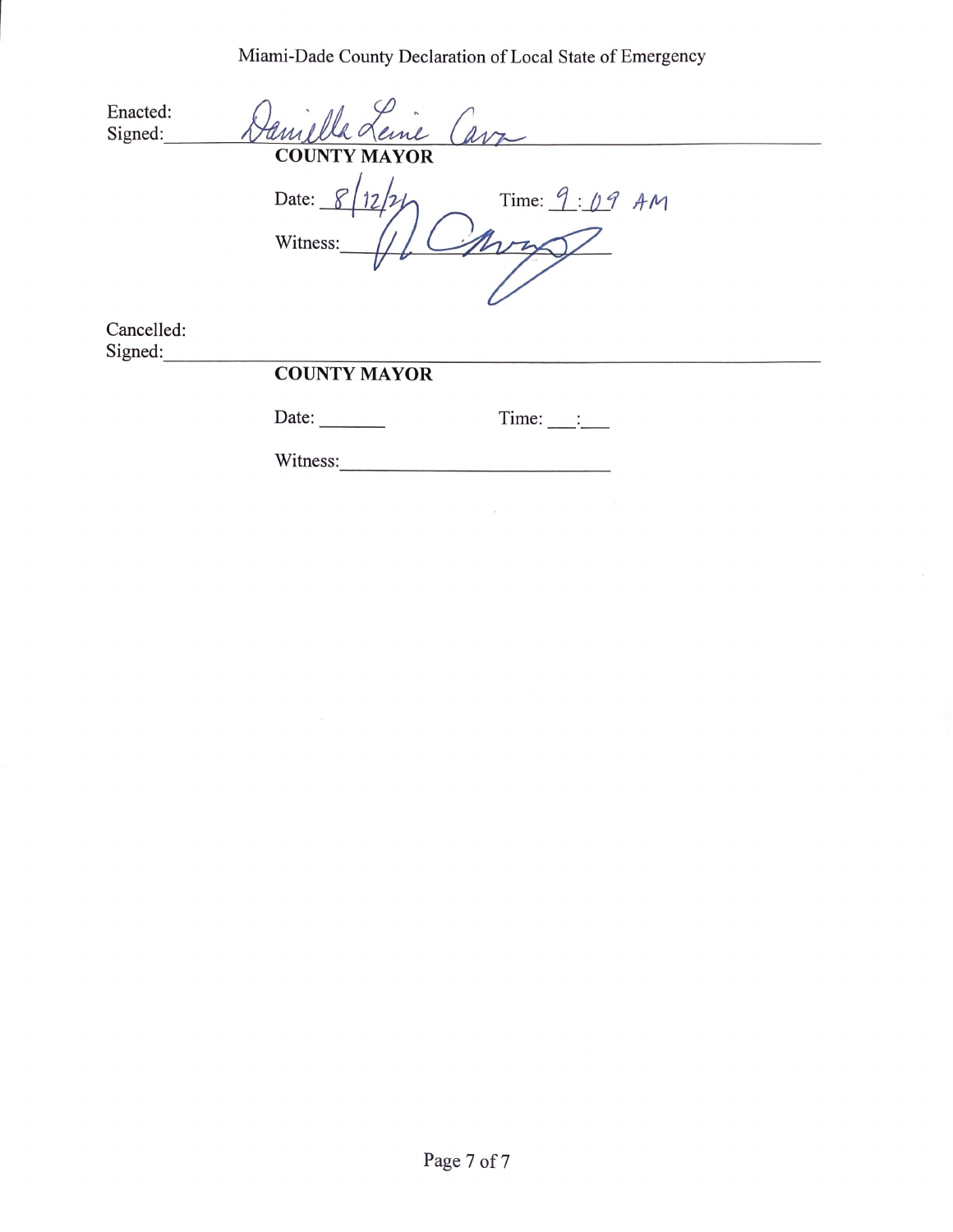Miami-Dade County Declaration of Local State of Emergency

Enacted:
Signed: Daniella Levine Cava
**COUNTY MAYOR**

Date: 8/12/21 Time: 9:09 AM

Witness: [signature]

Cancelled:
Signed:______________________________
**COUNTY MAYOR**

Date: _______ Time: ___:___

Witness:______________________________